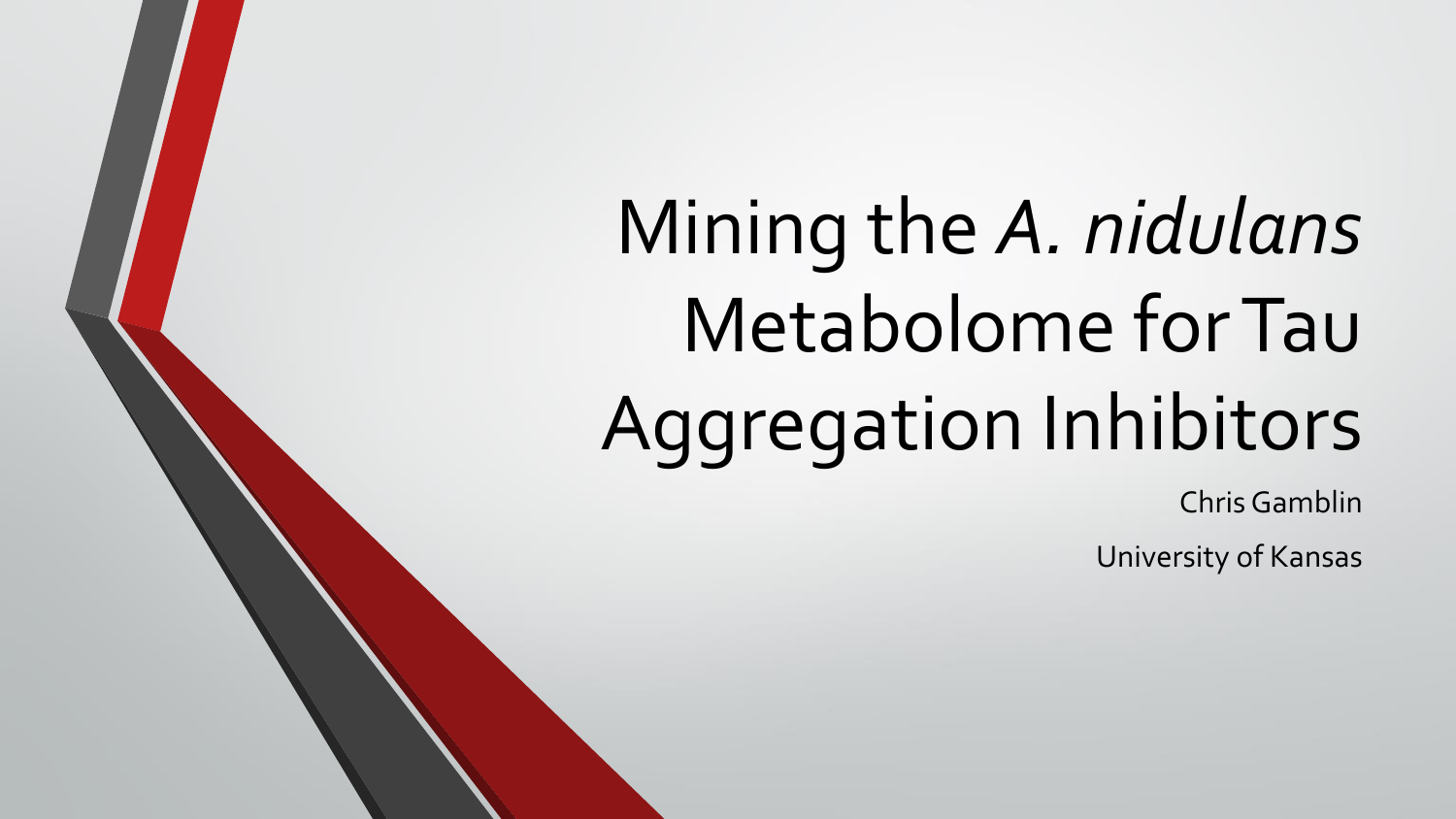# Mining the *A. nidulans* Metabolome for Tau Aggregation Inhibitors

Chris Gamblin

University of Kansas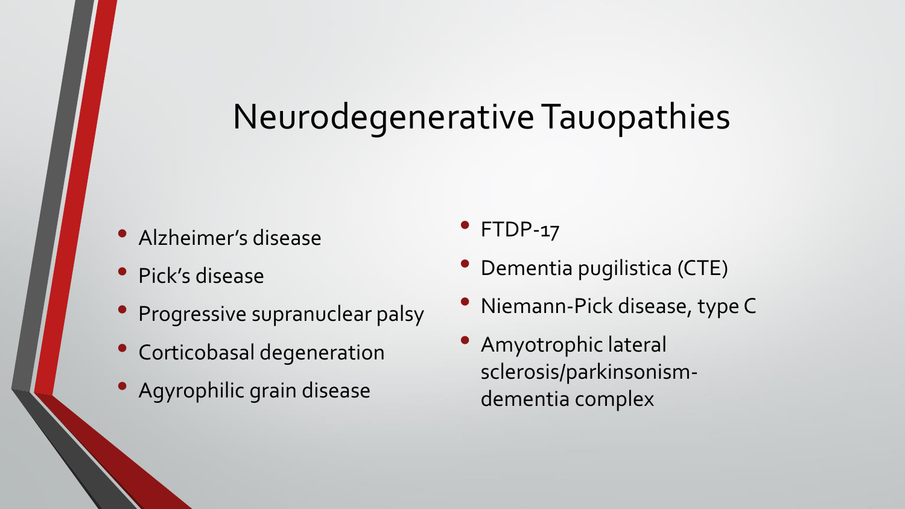# Neurodegenerative Tauopathies

- Alzheimer's disease
- Pick's disease
- Progressive supranuclear palsy
- Corticobasal degeneration
- Agyrophilic grain disease
- FTDP-17
- Dementia pugilistica (CTE)
- Niemann-Pick disease, type C
- Amyotrophic lateral sclerosis/parkinsonism-dementia complex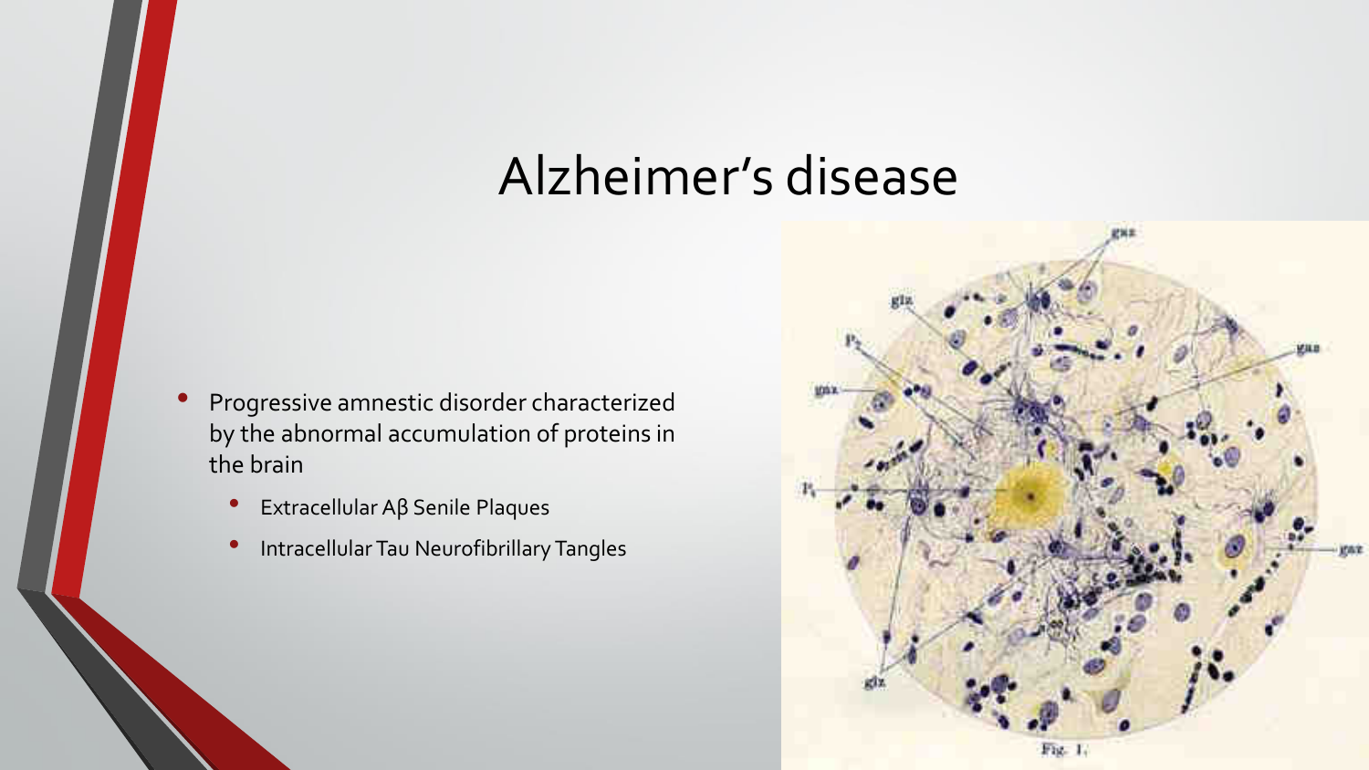# Alzheimer's disease

- Progressive amnestic disorder characterized by the abnormal accumulation of proteins in the brain
  - Extracellular Aβ Senile Plaques
  - Intracellular Tau Neurofibrillary Tangles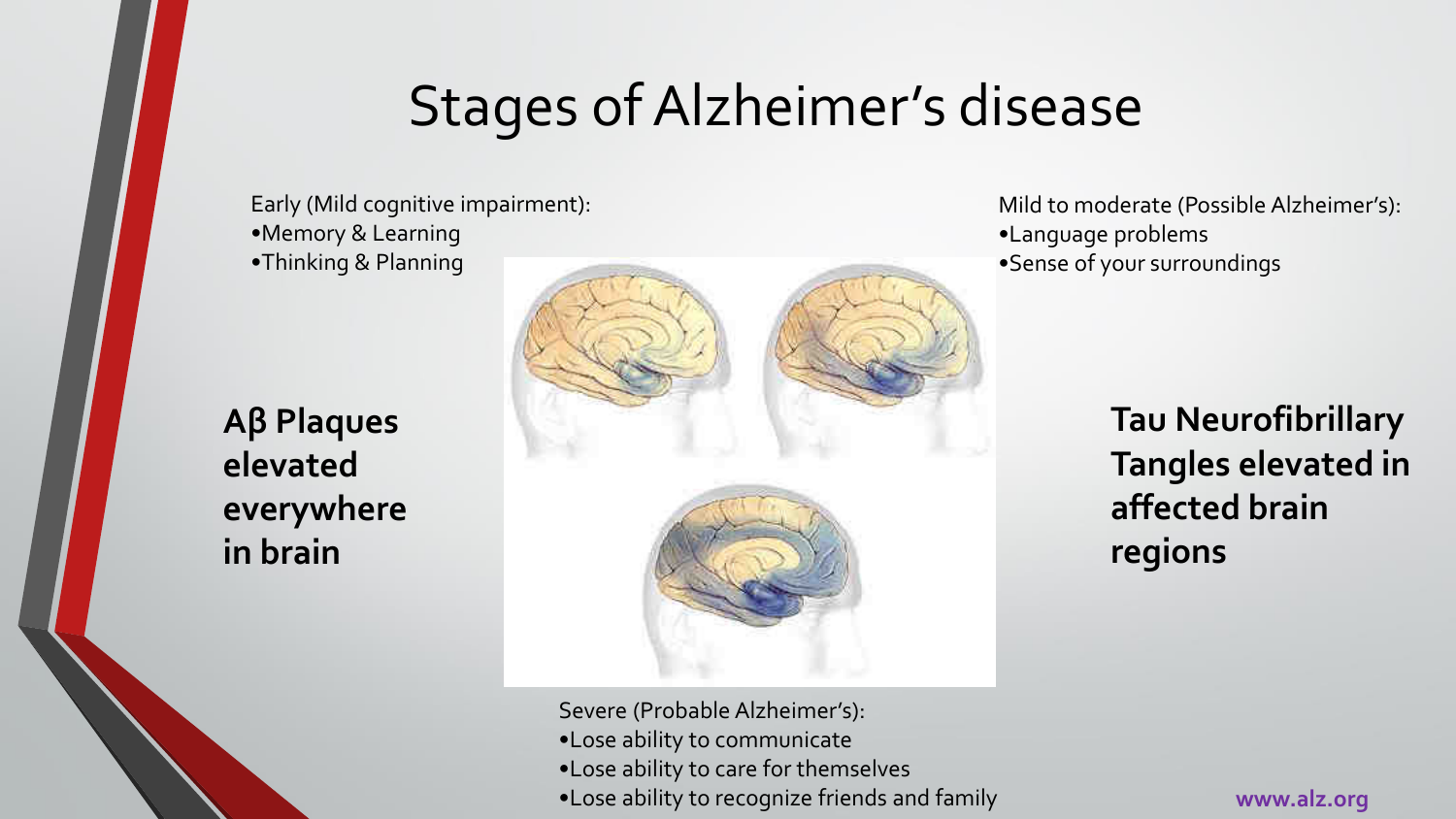# Stages of Alzheimer's disease

Early (Mild cognitive impairment):
- Memory & Learning
- Thinking & Planning

Mild to moderate (Possible Alzheimer's):
- Language problems
- Sense of your surroundings

**Aβ Plaques elevated everywhere in brain**

**Tau Neurofibrillary Tangles elevated in affected brain regions**

Severe (Probable Alzheimer's):
- Lose ability to communicate
- Lose ability to care for themselves
- Lose ability to recognize friends and family

**www.alz.org**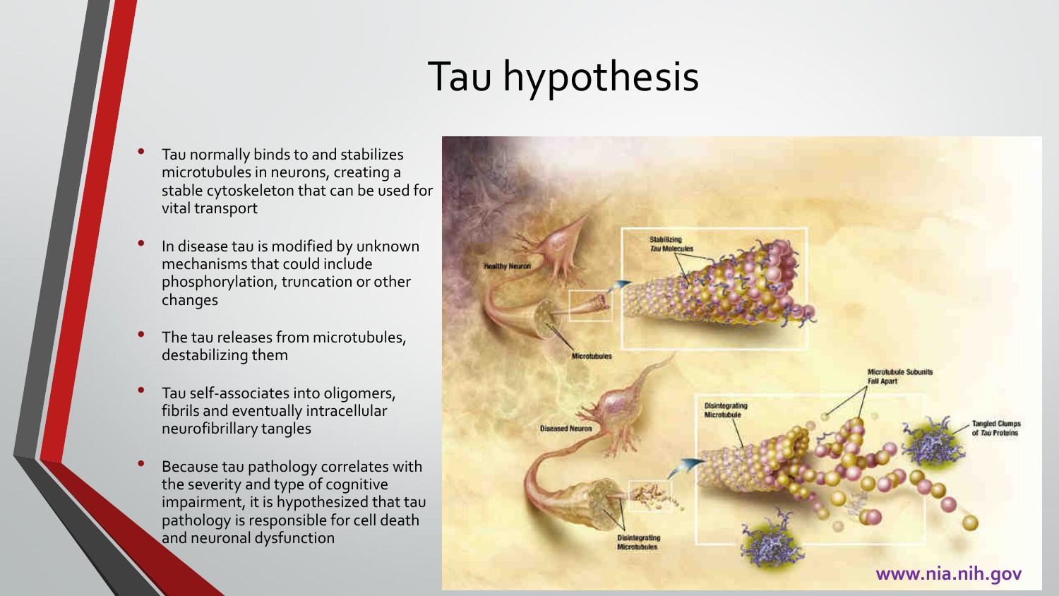# Tau hypothesis

- Tau normally binds to and stabilizes microtubules in neurons, creating a stable cytoskeleton that can be used for vital transport
- In disease tau is modified by unknown mechanisms that could include phosphorylation, truncation or other changes
- The tau releases from microtubules, destabilizing them
- Tau self-associates into oligomers, fibrils and eventually intracellular neurofibrillary tangles
- Because tau pathology correlates with the severity and type of cognitive impairment, it is hypothesized that tau pathology is responsible for cell death and neuronal dysfunction

www.nia.nih.gov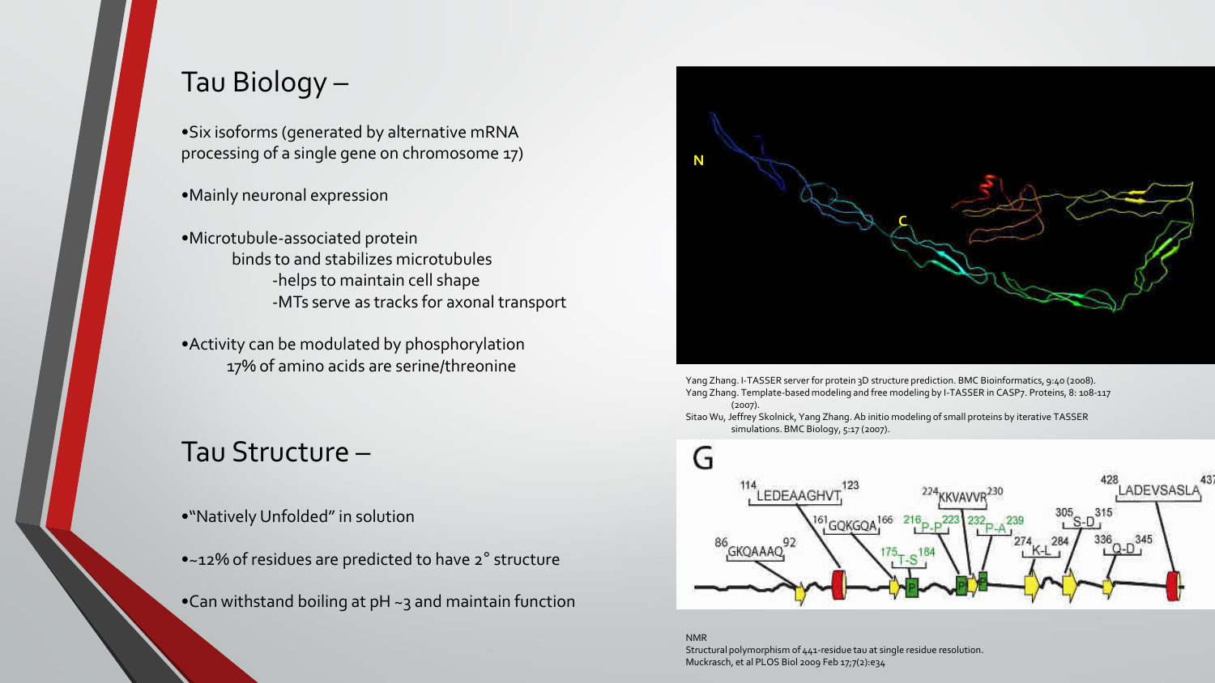## Tau Biology –

- Six isoforms (generated by alternative mRNA processing of a single gene on chromosome 17)
- Mainly neuronal expression
- Microtubule-associated protein
  - binds to and stabilizes microtubules
    - -helps to maintain cell shape
    - -MTs serve as tracks for axonal transport
- Activity can be modulated by phosphorylation
  - 17% of amino acids are serine/threonine

## Tau Structure –

- "Natively Unfolded" in solution
- ~12% of residues are predicted to have 2° structure
- Can withstand boiling at pH ~3 and maintain function

Yang Zhang. I-TASSER server for protein 3D structure prediction. BMC Bioinformatics, 9:40 (2008).
Yang Zhang. Template-based modeling and free modeling by I-TASSER in CASP7. Proteins, 8: 108-117 (2007).
Sitao Wu, Jeffrey Skolnick, Yang Zhang. Ab initio modeling of small proteins by iterative TASSER simulations. BMC Biology, 5:17 (2007).

NMR
Structural polymorphism of 441-residue tau at single residue resolution.
Muckrasch, et al PLOS Biol 2009 Feb 17;7(2):e34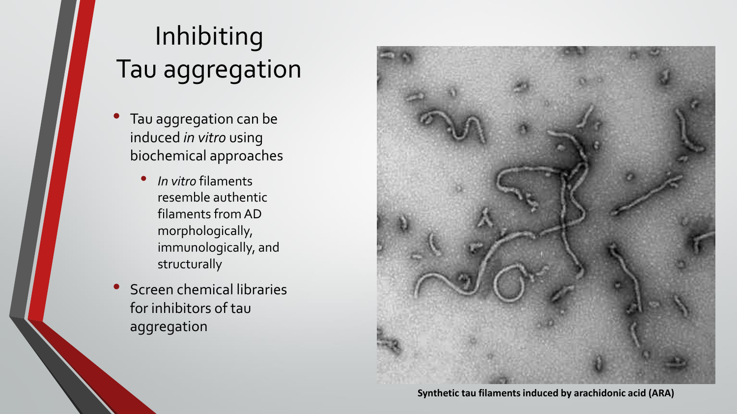# Inhibiting Tau aggregation

- Tau aggregation can be induced *in vitro* using biochemical approaches
  - *In vitro* filaments resemble authentic filaments from AD morphologically, immunologically, and structurally
- Screen chemical libraries for inhibitors of tau aggregation

**Synthetic tau filaments induced by arachidonic acid (ARA)**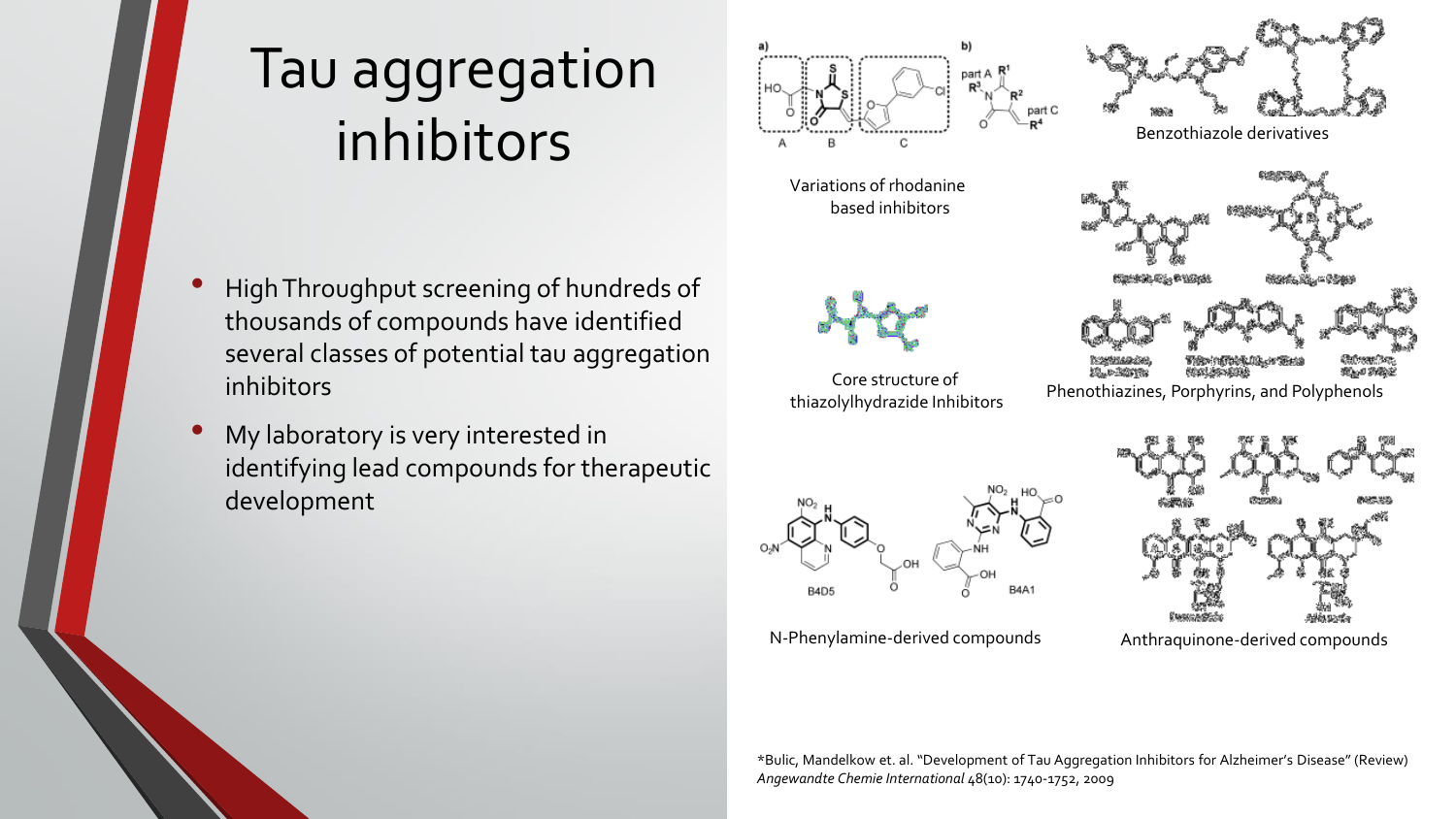# Tau aggregation inhibitors

- High Throughput screening of hundreds of thousands of compounds have identified several classes of potential tau aggregation inhibitors
- My laboratory is very interested in identifying lead compounds for therapeutic development

Variations of rhodanine based inhibitors

Benzothiazole derivatives

Core structure of thiazolylhydrazide Inhibitors

Phenothiazines, Porphyrins, and Polyphenols

N-Phenylamine-derived compounds

Anthraquinone-derived compounds

*Bulic, Mandelkow et. al. "Development of Tau Aggregation Inhibitors for Alzheimer's Disease" (Review) *Angewandte Chemie International* 48(10): 1740-1752, 2009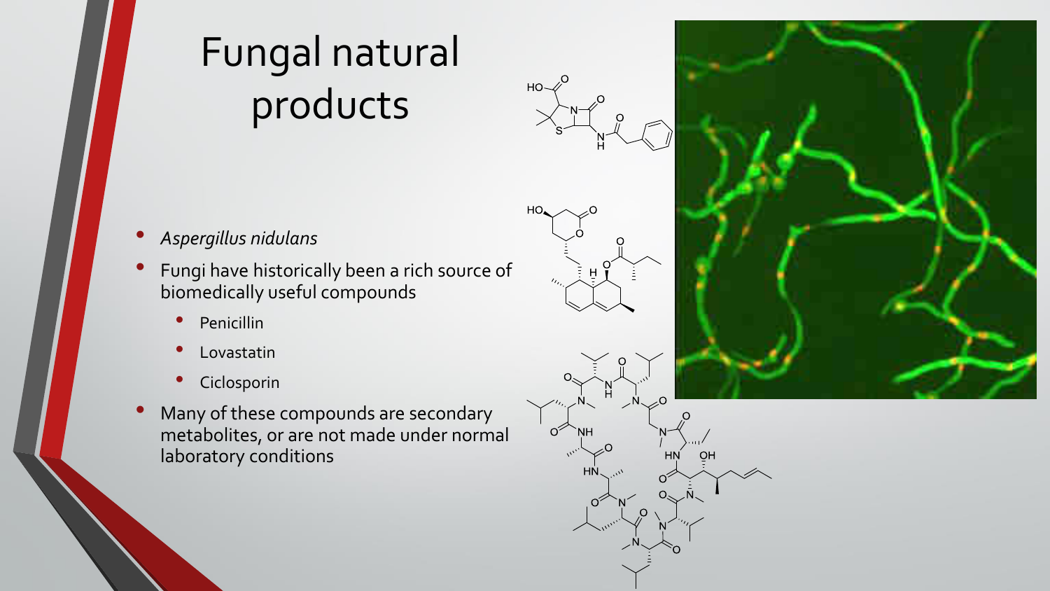# Fungal natural products

- *Aspergillus nidulans*
- Fungi have historically been a rich source of biomedically useful compounds
  - Penicillin
  - Lovastatin
  - Ciclosporin
- Many of these compounds are secondary metabolites, or are not made under normal laboratory conditions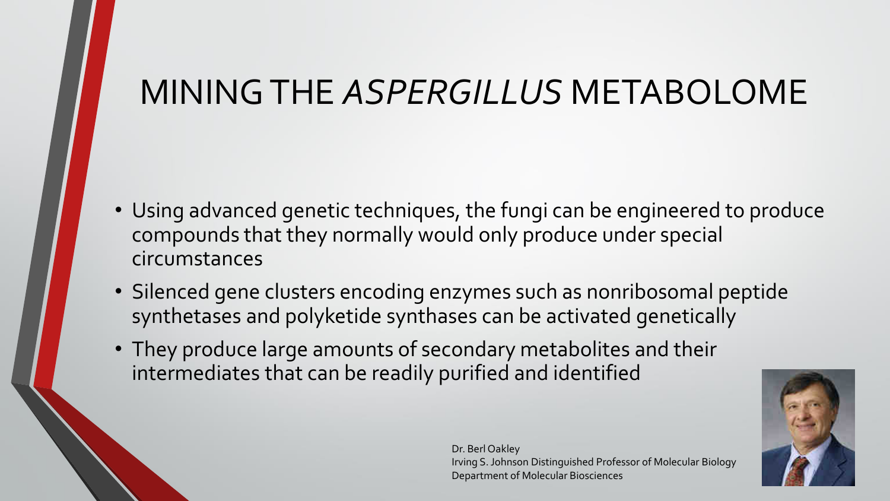# MINING THE *ASPERGILLUS* METABOLOME

- Using advanced genetic techniques, the fungi can be engineered to produce compounds that they normally would only produce under special circumstances
- Silenced gene clusters encoding enzymes such as nonribosomal peptide synthetases and polyketide synthases can be activated genetically
- They produce large amounts of secondary metabolites and their intermediates that can be readily purified and identified

Dr. Berl Oakley
Irving S. Johnson Distinguished Professor of Molecular Biology
Department of Molecular Biosciences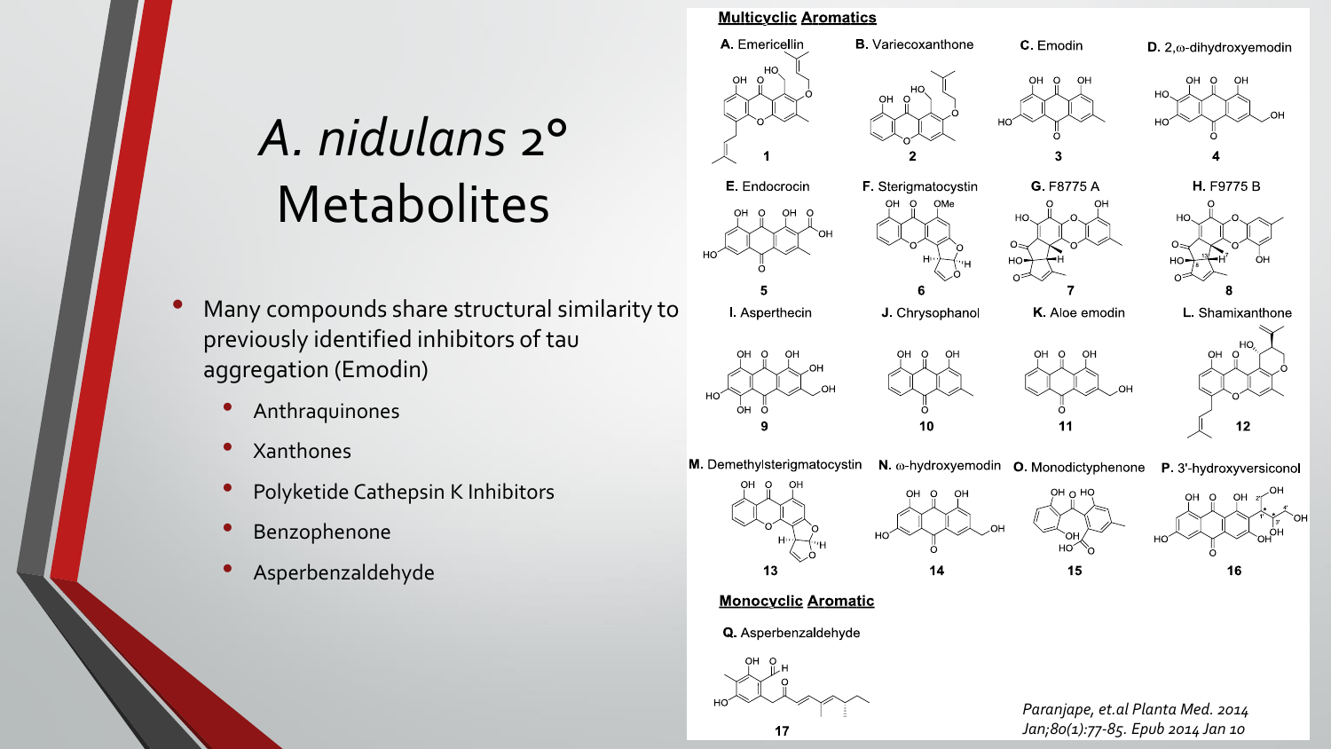# *A. nidulans* 2° Metabolites

- Many compounds share structural similarity to previously identified inhibitors of tau aggregation (Emodin)
  - Anthraquinones
  - Xanthones
  - Polyketide Cathepsin K Inhibitors
  - Benzophenone
  - Asperbenzaldehyde

**Multicyclic Aromatics**

A. Emericellin — **1**

B. Variecoxanthone — **2**

C. Emodin — **3**

D. 2,ω-dihydroxyemodin — **4**

E. Endocrocin — **5**

F. Sterigmatocystin — **6**

G. F8775 A — **7**

H. F9775 B — **8**

I. Asperthecin — **9**

J. Chrysophanol — **10**

K. Aloe emodin — **11**

L. Shamixanthone — **12**

M. Demethylsterigmatocystin — **13**

N. ω-hydroxyemodin — **14**

O. Monodictyphenone — **15**

P. 3'-hydroxyversiconol — **16**

**Monocyclic Aromatic**

Q. Asperbenzaldehyde — **17**

*Paranjape, et.al Planta Med. 2014 Jan;80(1):77-85. Epub 2014 Jan 10*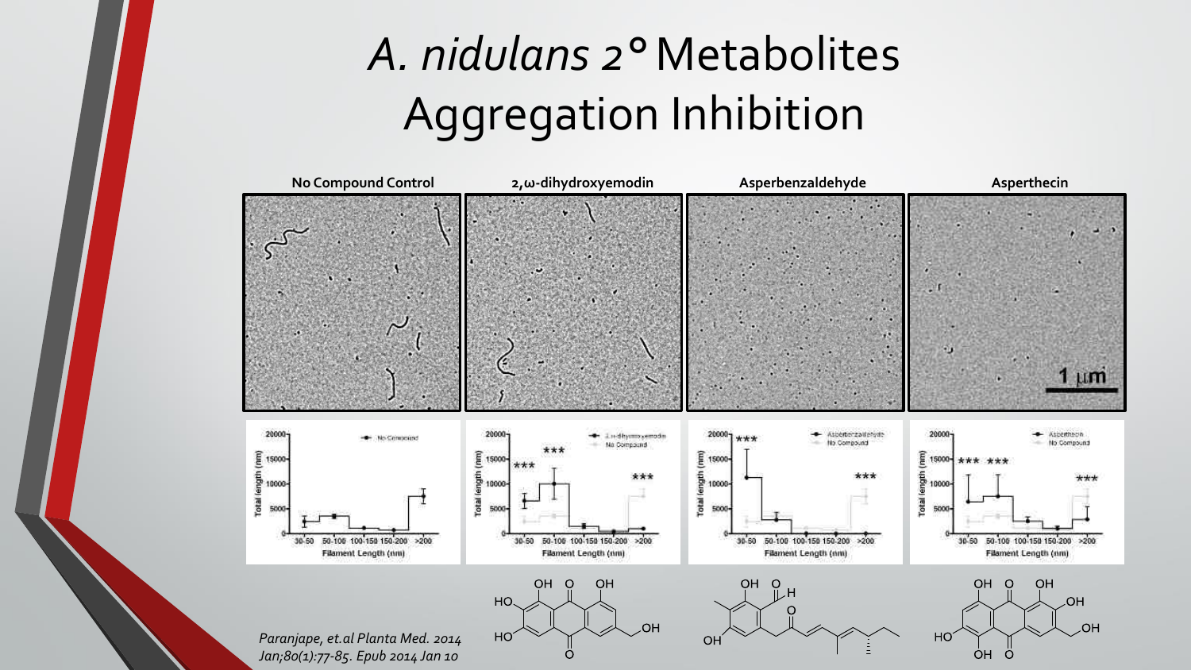# *A. nidulans* 2° Metabolites Aggregation Inhibition

**No Compound Control** | **2,ω-dihydroxyemodin** | **Asperbenzaldehyde** | **Asperthecin**

1 μm

*Paranjape, et.al Planta Med. 2014 Jan;80(1):77-85. Epub 2014 Jan 10*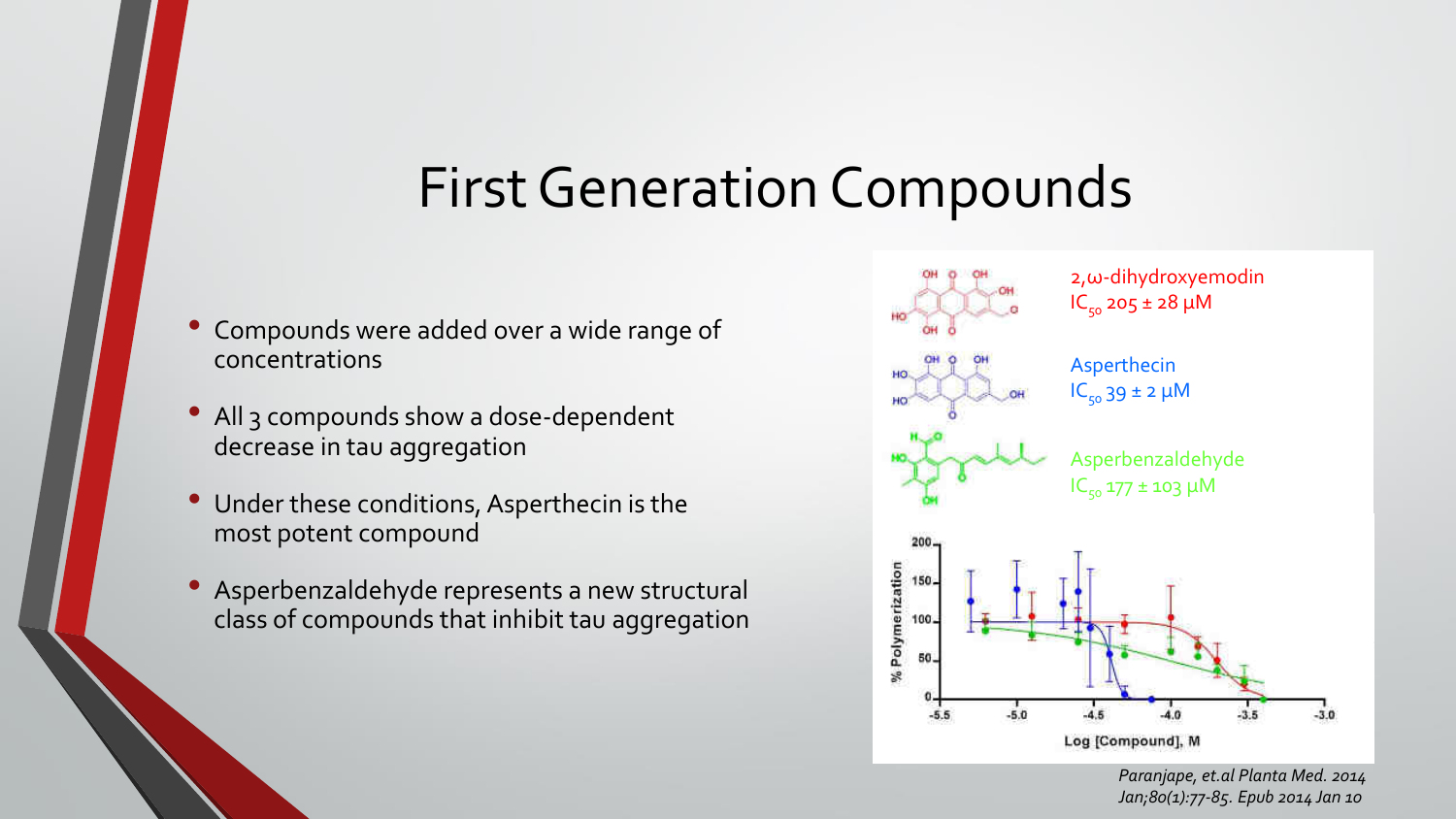# First Generation Compounds

- Compounds were added over a wide range of concentrations
- All 3 compounds show a dose-dependent decrease in tau aggregation
- Under these conditions, Asperthecin is the most potent compound
- Asperbenzaldehyde represents a new structural class of compounds that inhibit tau aggregation

2,ω-dihydroxyemodin
$IC_{50}$ 205 ± 28 μM

Asperthecin
$IC_{50}$ 39 ± 2 μM

Asperbenzaldehyde
$IC_{50}$ 177 ± 103 μM

*Paranjape, et.al Planta Med. 2014 Jan;80(1):77-85. Epub 2014 Jan 10*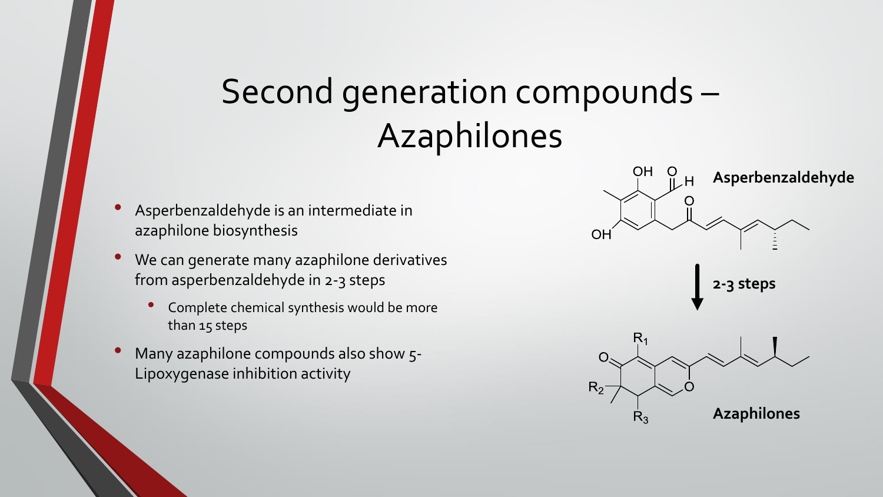# Second generation compounds – Azaphilones

- Asperbenzaldehyde is an intermediate in azaphilone biosynthesis
- We can generate many azaphilone derivatives from asperbenzaldehyde in 2-3 steps
  - Complete chemical synthesis would be more than 15 steps
- Many azaphilone compounds also show 5-Lipoxygenase inhibition activity

**Asperbenzaldehyde**

**2-3 steps**

**Azaphilones**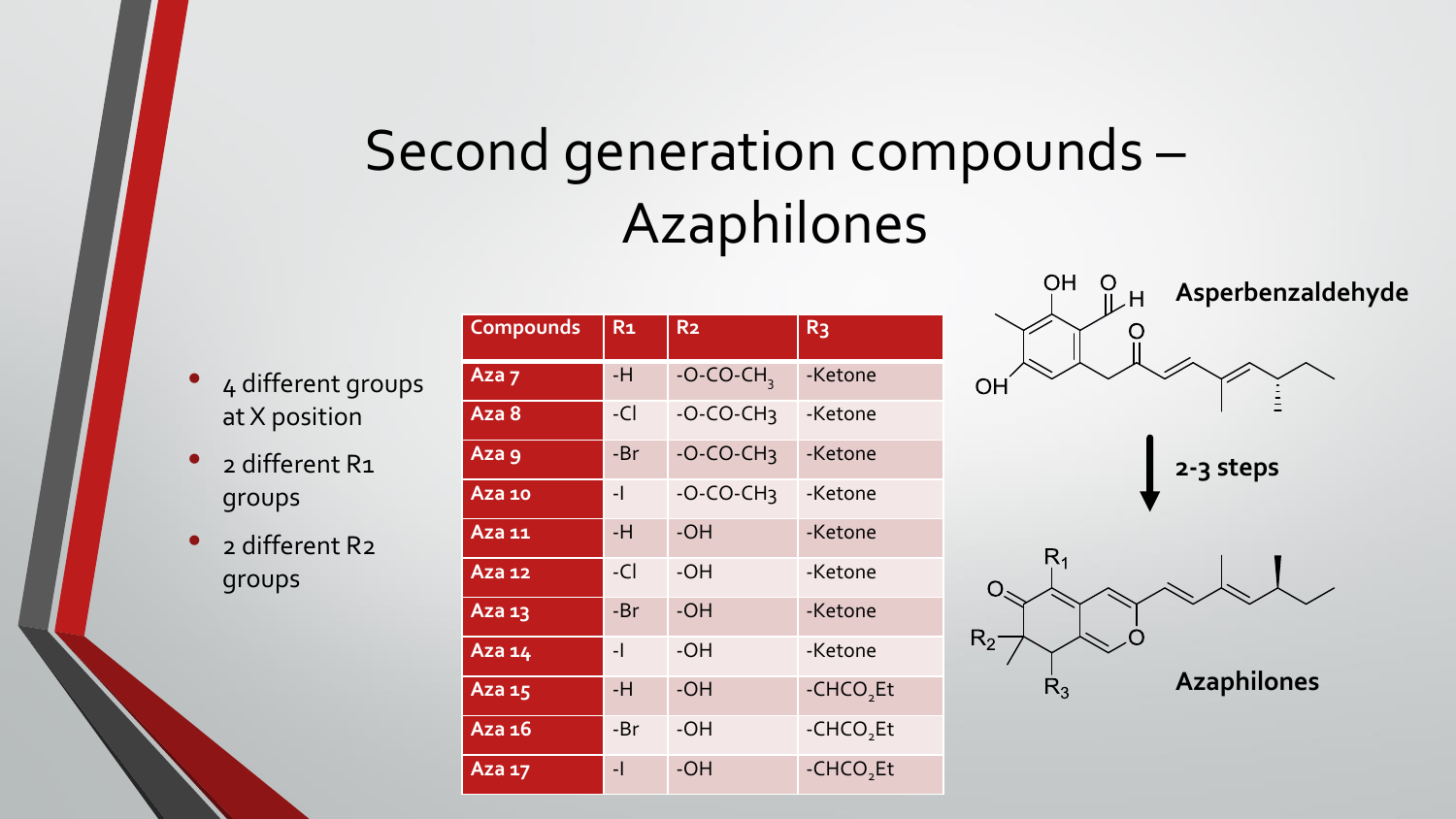# Second generation compounds – Azaphilones

- 4 different groups at X position
- 2 different R1 groups
- 2 different R2 groups

| Compounds | R1 | R2 | R3 |
|---|---|---|---|
| Aza 7 | -H | -O-CO-$CH_3$ | -Ketone |
| Aza 8 | -Cl | -O-CO-$CH_3$ | -Ketone |
| Aza 9 | -Br | -O-CO-$CH_3$ | -Ketone |
| Aza 10 | -I | -O-CO-$CH_3$ | -Ketone |
| Aza 11 | -H | -OH | -Ketone |
| Aza 12 | -Cl | -OH | -Ketone |
| Aza 13 | -Br | -OH | -Ketone |
| Aza 14 | -I | -OH | -Ketone |
| Aza 15 | -H | -OH | -$CHCO_2Et$ |
| Aza 16 | -Br | -OH | -$CHCO_2Et$ |
| Aza 17 | -I | -OH | -$CHCO_2Et$ |

Asperbenzaldehyde

2-3 steps

Azaphilones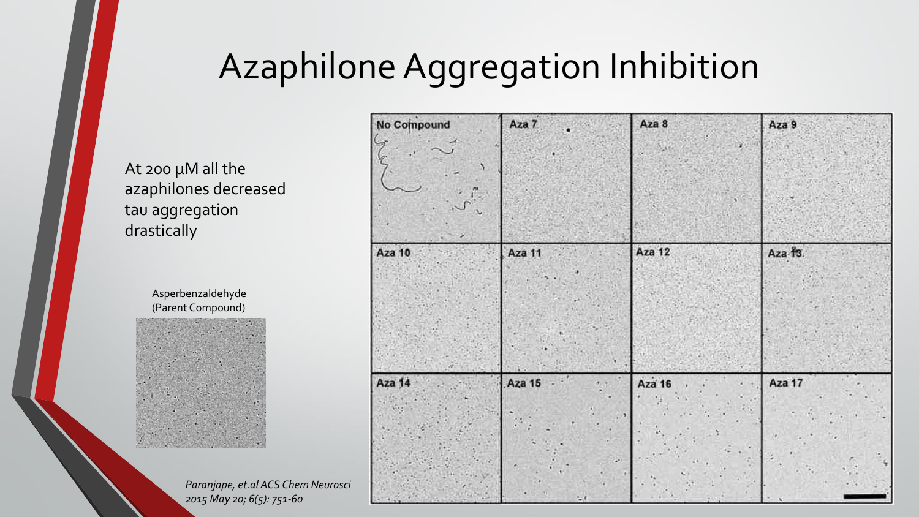# Azaphilone Aggregation Inhibition

At 200 μM all the azaphilones decreased tau aggregation drastically

Asperbenzaldehyde (Parent Compound)

No Compound | Aza 7 | Aza 8 | Aza 9 | Aza 10 | Aza 11 | Aza 12 | Aza 13 | Aza 14 | Aza 15 | Aza 16 | Aza 17

*Paranjape, et.al ACS Chem Neurosci 2015 May 20; 6(5): 751-60*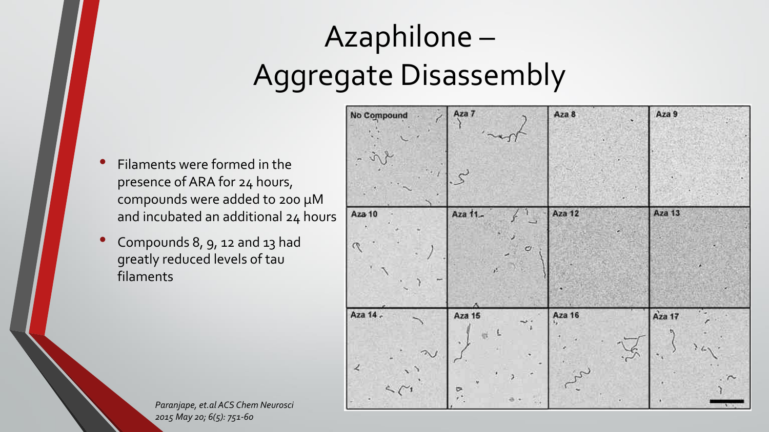# Azaphilone – Aggregate Disassembly

- Filaments were formed in the presence of ARA for 24 hours, compounds were added to 200 μM and incubated an additional 24 hours
- Compounds 8, 9, 12 and 13 had greatly reduced levels of tau filaments

*Paranjape, et.al ACS Chem Neurosci 2015 May 20; 6(5): 751-60*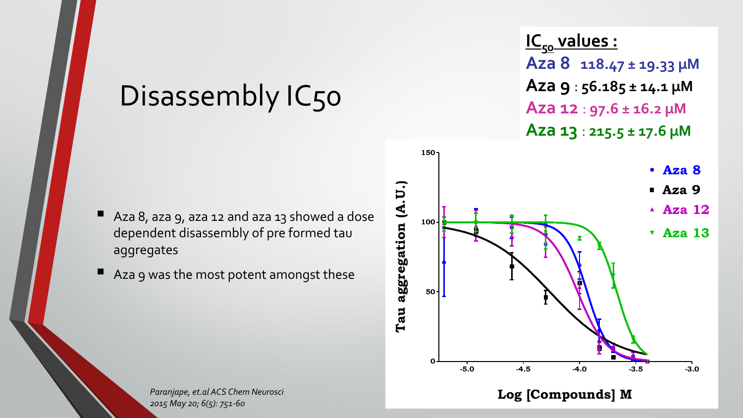# Disassembly IC50

- Aza 8, aza 9, aza 12 and aza 13 showed a dose dependent disassembly of pre formed tau aggregates
- Aza 9 was the most potent amongst these

**$IC_{50}$ values :**

**Aza 8** 118.47 ± 19.33 μM

**Aza 9** : 56.185 ± 14.1 μM

**Aza 12** : 97.6 ± 16.2 μM

**Aza 13** : 215.5 ± 17.6 μM

*Paranjape, et.al ACS Chem Neurosci 2015 May 20; 6(5): 751-60*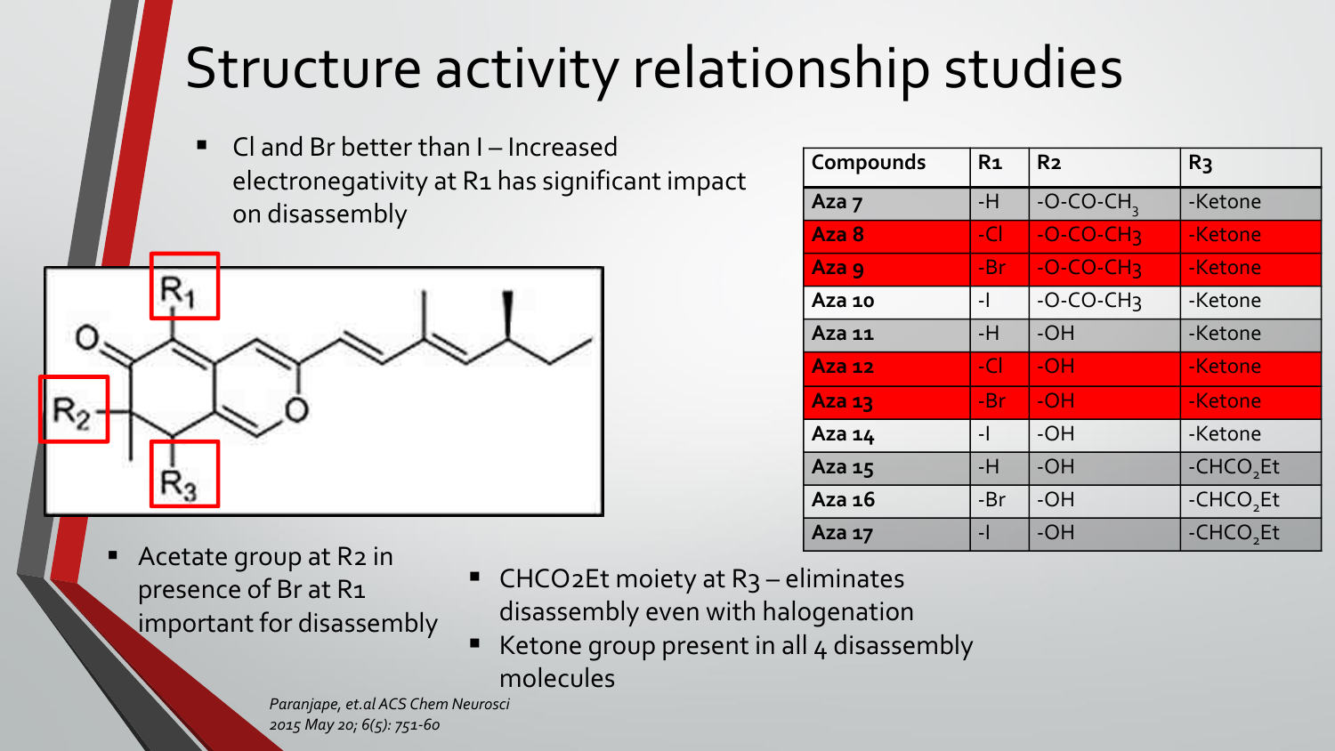# Structure activity relationship studies

- Cl and Br better than I – Increased electronegativity at R1 has significant impact on disassembly

| Compounds | R1 | R2 | R3 |
|---|---|---|---|
| **Aza 7** | -H | -O-CO-$CH_3$ | -Ketone |
| **Aza 8** | -Cl | -O-CO-$CH_3$ | -Ketone |
| **Aza 9** | -Br | -O-CO-$CH_3$ | -Ketone |
| **Aza 10** | -I | -O-CO-$CH_3$ | -Ketone |
| **Aza 11** | -H | -OH | -Ketone |
| **Aza 12** | -Cl | -OH | -Ketone |
| **Aza 13** | -Br | -OH | -Ketone |
| **Aza 14** | -I | -OH | -Ketone |
| **Aza 15** | -H | -OH | -$CHCO_2Et$ |
| **Aza 16** | -Br | -OH | -$CHCO_2Et$ |
| **Aza 17** | -I | -OH | -$CHCO_2Et$ |

- Acetate group at R2 in presence of Br at R1 important for disassembly
- $CHCO_2Et$ moiety at R3 – eliminates disassembly even with halogenation
- Ketone group present in all 4 disassembly molecules

*Paranjape, et.al ACS Chem Neurosci 2015 May 20; 6(5): 751-60*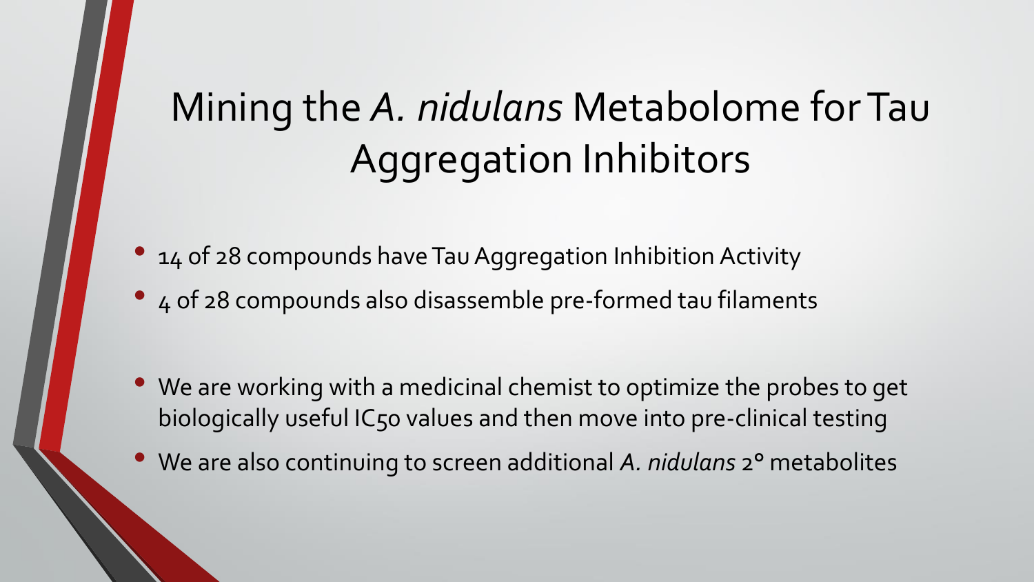# Mining the *A. nidulans* Metabolome for Tau Aggregation Inhibitors

- 14 of 28 compounds have Tau Aggregation Inhibition Activity
- 4 of 28 compounds also disassemble pre-formed tau filaments

- We are working with a medicinal chemist to optimize the probes to get biologically useful $IC_{50}$ values and then move into pre-clinical testing
- We are also continuing to screen additional *A. nidulans* 2° metabolites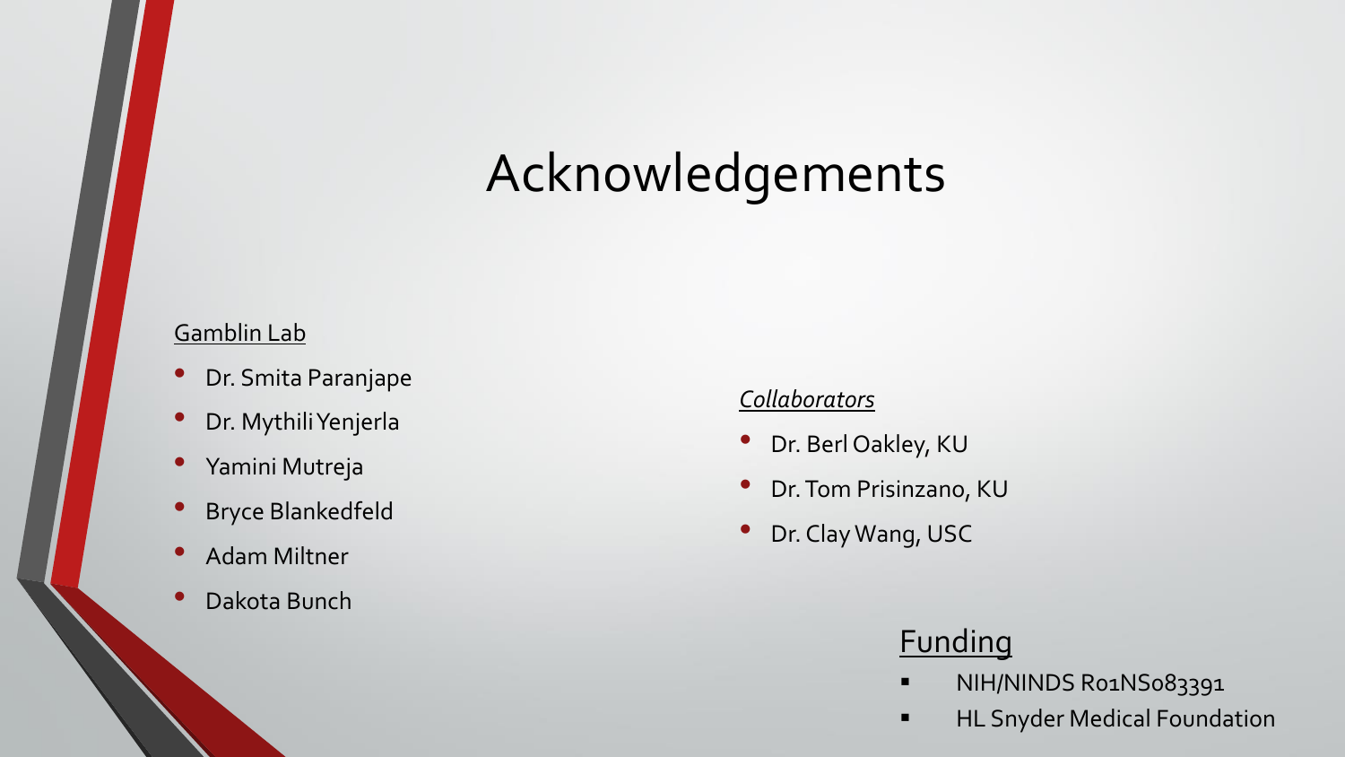# Acknowledgements

Gamblin Lab

- Dr. Smita Paranjape
- Dr. Mythili Yenjerla
- Yamini Mutreja
- Bryce Blankedfeld
- Adam Miltner
- Dakota Bunch

*Collaborators*

- Dr. Berl Oakley, KU
- Dr. Tom Prisinzano, KU
- Dr. Clay Wang, USC

## Funding

- NIH/NINDS R01NS083391
- HL Snyder Medical Foundation